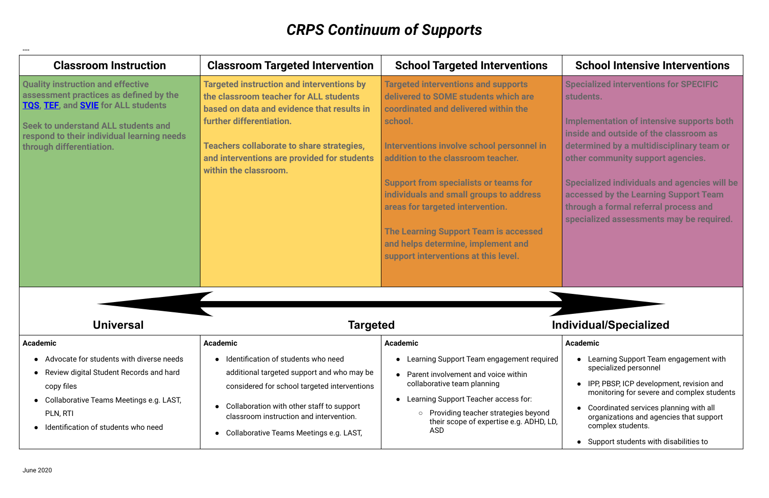# *CRPS Continuum of Supports*

---

| Classroom Instruction | Classroom Targeted Intervention | School Targeted Interventions | School Intensive Interventions |
|---|---|---|---|
| **Quality instruction and effective assessment practices as defined by the TQS, TEF, and SVIE for ALL students**<br><br>**Seek to understand ALL students and respond to their individual learning needs through differentiation.** | **Targeted instruction and interventions by the classroom teacher for ALL students based on data and evidence that results in further differentiation.**<br><br>**Teachers collaborate to share strategies, and interventions are provided for students within the classroom.** | **Targeted interventions and supports delivered to SOME students which are coordinated and delivered within the school.**<br><br>**Interventions involve school personnel in addition to the classroom teacher.**<br><br>**Support from specialists or teams for individuals and small groups to address areas for targeted intervention.**<br><br>**The Learning Support Team is accessed and helps determine, implement and support interventions at this level.** | **Specialized interventions for SPECIFIC students.**<br><br>**Implementation of intensive supports both inside and outside of the classroom as determined by a multidisciplinary team or other community support agencies.**<br><br>**Specialized individuals and agencies will be accessed by the Learning Support Team through a formal referral process and specialized assessments may be required.** |
| **Universal** | **Targeted** | | **Individual/Specialized** |
| **Academic**<br>• Advocate for students with diverse needs<br>• Review digital Student Records and hard copy files<br>• Collaborative Teams Meetings e.g. LAST, PLN, RTI<br>• Identification of students who need | **Academic**<br>• Identification of students who need additional targeted support and who may be considered for school targeted interventions<br>• Collaboration with other staff to support classroom instruction and intervention.<br>• Collaborative Teams Meetings e.g. LAST, | **Academic**<br>• Learning Support Team engagement required<br>• Parent involvement and voice within collaborative team planning<br>• Learning Support Teacher access for:<br>  ◦ Providing teacher strategies beyond their scope of expertise e.g. ADHD, LD, ASD | **Academic**<br>• Learning Support Team engagement with specialized personnel<br>• IPP, PBSP, ICP development, revision and monitoring for severe and complex students<br>• Coordinated services planning with all organizations and agencies that support complex students.<br>• Support students with disabilities to |

June 2020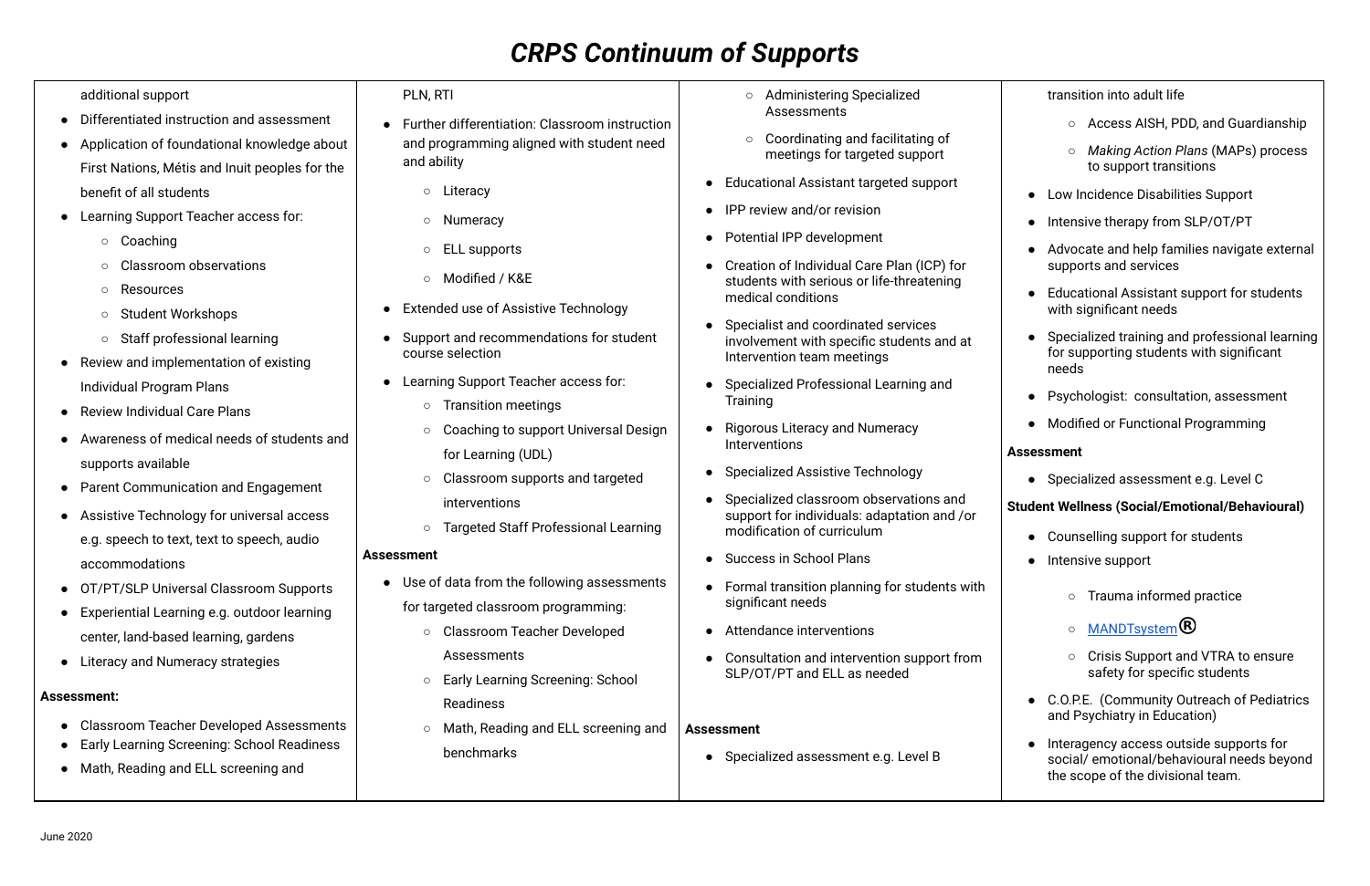# *CRPS Continuum of Supports*

additional support

- Differentiated instruction and assessment
- Application of foundational knowledge about First Nations, Métis and Inuit peoples for the benefit of all students
- Learning Support Teacher access for:
  - Coaching
  - Classroom observations
  - Resources
  - Student Workshops
  - Staff professional learning
- Review and implementation of existing Individual Program Plans
- Review Individual Care Plans
- Awareness of medical needs of students and supports available
- Parent Communication and Engagement
- Assistive Technology for universal access e.g. speech to text, text to speech, audio accommodations
- OT/PT/SLP Universal Classroom Supports
- Experiential Learning e.g. outdoor learning center, land-based learning, gardens
- Literacy and Numeracy strategies

**Assessment:**

- Classroom Teacher Developed Assessments
- Early Learning Screening: School Readiness
- Math, Reading and ELL screening and

PLN, RTI

- Further differentiation: Classroom instruction and programming aligned with student need and ability
  - Literacy
  - Numeracy
  - ELL supports
  - Modified / K&E
- Extended use of Assistive Technology
- Support and recommendations for student course selection
- Learning Support Teacher access for:
  - Transition meetings
  - Coaching to support Universal Design for Learning (UDL)
  - Classroom supports and targeted interventions
  - Targeted Staff Professional Learning

**Assessment**

- Use of data from the following assessments for targeted classroom programming:
  - Classroom Teacher Developed Assessments
  - Early Learning Screening: School Readiness
  - Math, Reading and ELL screening and benchmarks

  - Administering Specialized Assessments
  - Coordinating and facilitating of meetings for targeted support
- Educational Assistant targeted support
- IPP review and/or revision
- Potential IPP development
- Creation of Individual Care Plan (ICP) for students with serious or life-threatening medical conditions
- Specialist and coordinated services involvement with specific students and at Intervention team meetings
- Specialized Professional Learning and Training
- Rigorous Literacy and Numeracy Interventions
- Specialized Assistive Technology
- Specialized classroom observations and support for individuals: adaptation and /or modification of curriculum
- Success in School Plans
- Formal transition planning for students with significant needs
- Attendance interventions
- Consultation and intervention support from SLP/OT/PT and ELL as needed

**Assessment**

- Specialized assessment e.g. Level B

transition into adult life

  - Access AISH, PDD, and Guardianship
  - *Making Action Plans* (MAPs) process to support transitions
- Low Incidence Disabilities Support
- Intensive therapy from SLP/OT/PT
- Advocate and help families navigate external supports and services
- Educational Assistant support for students with significant needs
- Specialized training and professional learning for supporting students with significant needs
- Psychologist: consultation, assessment
- Modified or Functional Programming

**Assessment**

- Specialized assessment e.g. Level C

**Student Wellness (Social/Emotional/Behavioural)**

- Counselling support for students
- Intensive support
  - Trauma informed practice
  - MANDTsystem®
  - Crisis Support and VTRA to ensure safety for specific students
- C.O.P.E. (Community Outreach of Pediatrics and Psychiatry in Education)
- Interagency access outside supports for social/ emotional/behavioural needs beyond the scope of the divisional team.

June 2020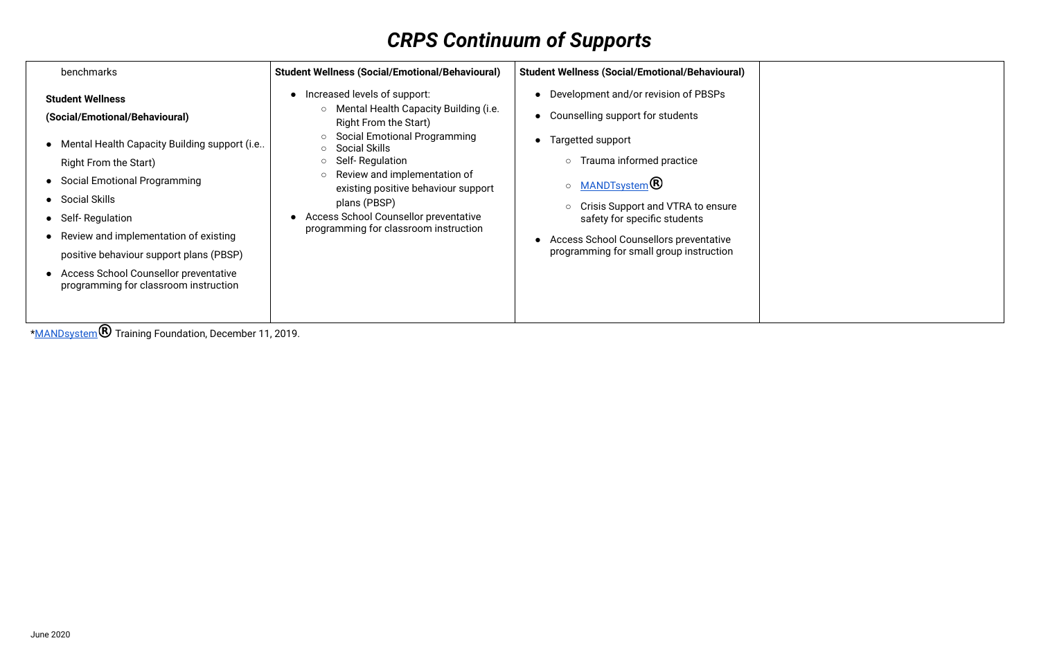# CRPS Continuum of Supports

| | | | |
|---|---|---|---|
| benchmarks<br><br>**Student Wellness (Social/Emotional/Behavioural)**<br><br>• Mental Health Capacity Building support (i.e.. Right From the Start)<br>• Social Emotional Programming<br>• Social Skills<br>• Self- Regulation<br>• Review and implementation of existing positive behaviour support plans (PBSP)<br>• Access School Counsellor preventative programming for classroom instruction | **Student Wellness (Social/Emotional/Behavioural)**<br><br>• Increased levels of support:<br>&nbsp;&nbsp;○ Mental Health Capacity Building (i.e. Right From the Start)<br>&nbsp;&nbsp;○ Social Emotional Programming<br>&nbsp;&nbsp;○ Social Skills<br>&nbsp;&nbsp;○ Self- Regulation<br>&nbsp;&nbsp;○ Review and implementation of existing positive behaviour support plans (PBSP)<br>• Access School Counsellor preventative programming for classroom instruction | **Student Wellness (Social/Emotional/Behavioural)**<br><br>• Development and/or revision of PBSPs<br>• Counselling support for students<br>• Targetted support<br>&nbsp;&nbsp;○ Trauma informed practice<br>&nbsp;&nbsp;○ MANDTsystem®<br>&nbsp;&nbsp;○ Crisis Support and VTRA to ensure safety for specific students<br>• Access School Counsellors preventative programming for small group instruction | |

*MANDsystem® Training Foundation, December 11, 2019.

June 2020